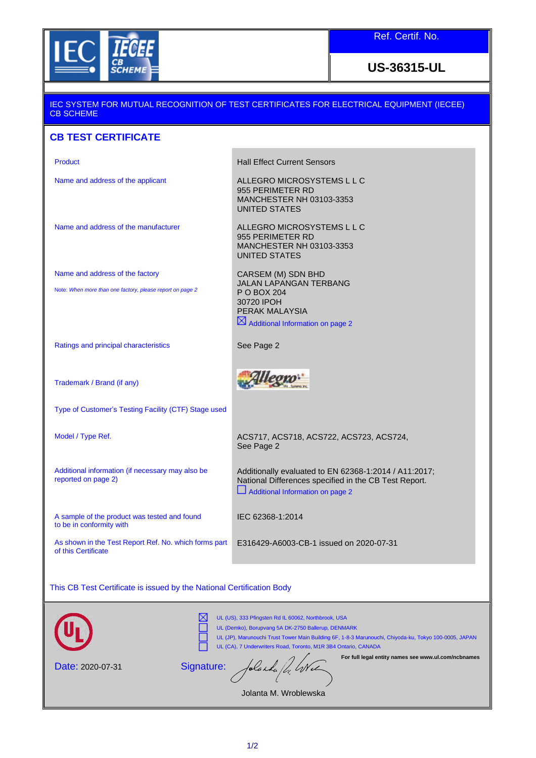IEC IECEE CB SCHEME

| Ref. Certif. No. |
| --- |
| **US-36315-UL** |

IEC SYSTEM FOR MUTUAL RECOGNITION OF TEST CERTIFICATES FOR ELECTRICAL EQUIPMENT (IECEE) CB SCHEME

## CB TEST CERTIFICATE

| | |
| --- | --- |
| Product | Hall Effect Current Sensors |
| Name and address of the applicant | ALLEGRO MICROSYSTEMS L L C<br>955 PERIMETER RD<br>MANCHESTER NH 03103-3353<br>UNITED STATES |
| Name and address of the manufacturer | ALLEGRO MICROSYSTEMS L L C<br>955 PERIMETER RD<br>MANCHESTER NH 03103-3353<br>UNITED STATES |
| Name and address of the factory<br>Note: *When more than one factory, please report on page 2* | CARSEM (M) SDN BHD<br>JALAN LAPANGAN TERBANG<br>P O BOX 204<br>30720 IPOH<br>PERAK MALAYSIA<br>☒ Additional Information on page 2 |
| Ratings and principal characteristics | See Page 2 |
| Trademark / Brand (if any) | Allegro |
| Type of Customer's Testing Facility (CTF) Stage used | |
| Model / Type Ref. | ACS717, ACS718, ACS722, ACS723, ACS724,<br>See Page 2 |
| Additional information (if necessary may also be reported on page 2) | Additionally evaluated to EN 62368-1:2014 / A11:2017; National Differences specified in the CB Test Report.<br>☐ Additional Information on page 2 |
| A sample of the product was tested and found to be in conformity with | IEC 62368-1:2014 |
| As shown in the Test Report Ref. No. which forms part of this Certificate | E316429-A6003-CB-1 issued on 2020-07-31 |

This CB Test Certificate is issued by the National Certification Body

☒ UL (US), 333 Pfingsten Rd IL 60062, Northbrook, USA
☐ UL (Demko), Borupvang 5A DK-2750 Ballerup, DENMARK
☐ UL (JP), Marunouchi Trust Tower Main Building 6F, 1-8-3 Marunouchi, Chiyoda-ku, Tokyo 100-0005, JAPAN
☐ UL (CA), 7 Underwriters Road, Toronto, M1R 3B4 Ontario, CANADA

**For full legal entity names see www.ul.com/ncbnames**

Date: 2020-07-31

Signature:

Jolanta M. Wroblewska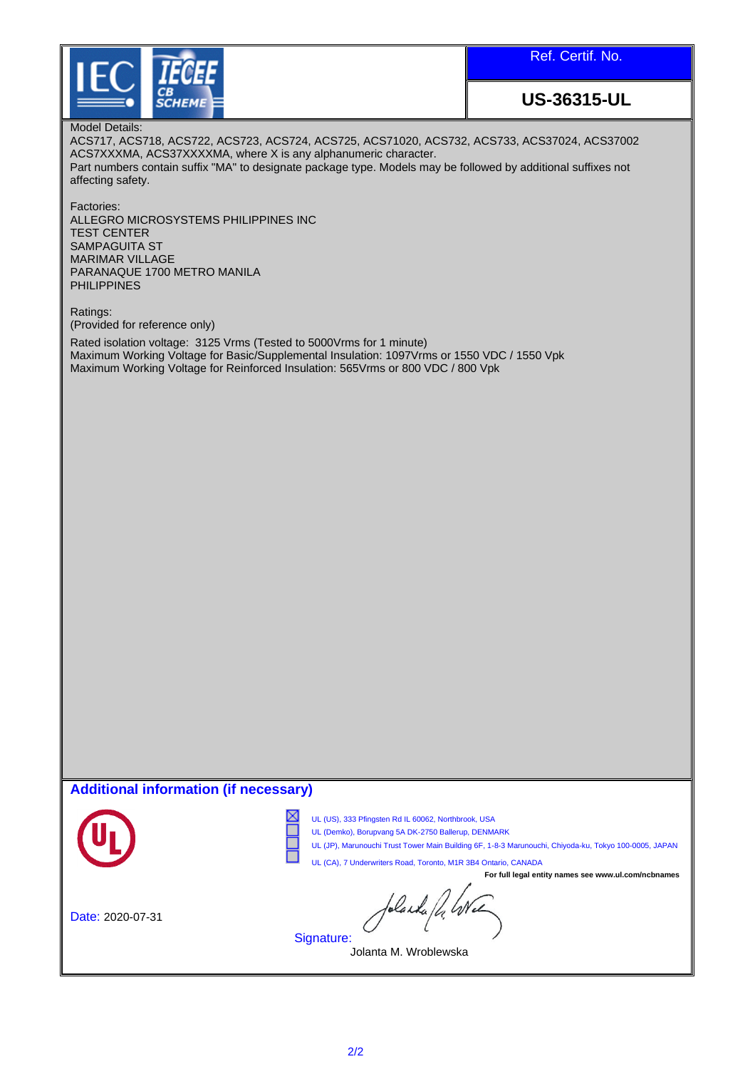Ref. Certif. No.

**US-36315-UL**

Model Details:
ACS717, ACS718, ACS722, ACS723, ACS724, ACS725, ACS71020, ACS732, ACS733, ACS37024, ACS37002
ACS7XXXMA, ACS37XXXXMA, where X is any alphanumeric character.
Part numbers contain suffix "MA" to designate package type. Models may be followed by additional suffixes not affecting safety.

Factories:
ALLEGRO MICROSYSTEMS PHILIPPINES INC
TEST CENTER
SAMPAGUITA ST
MARIMAR VILLAGE
PARANAQUE 1700 METRO MANILA
PHILIPPINES

Ratings:
(Provided for reference only)

Rated isolation voltage: 3125 Vrms (Tested to 5000Vrms for 1 minute)
Maximum Working Voltage for Basic/Supplemental Insulation: 1097Vrms or 1550 VDC / 1550 Vpk
Maximum Working Voltage for Reinforced Insulation: 565Vrms or 800 VDC / 800 Vpk

## Additional information (if necessary)

- [x] UL (US), 333 Pfingsten Rd IL 60062, Northbrook, USA
- [ ] UL (Demko), Borupvang 5A DK-2750 Ballerup, DENMARK
- [ ] UL (JP), Marunouchi Trust Tower Main Building 6F, 1-8-3 Marunouchi, Chiyoda-ku, Tokyo 100-0005, JAPAN
- [ ] UL (CA), 7 Underwriters Road, Toronto, M1R 3B4 Ontario, CANADA

**For full legal entity names see www.ul.com/ncbnames**

Date: 2020-07-31

Signature:
Jolanta M. Wroblewska